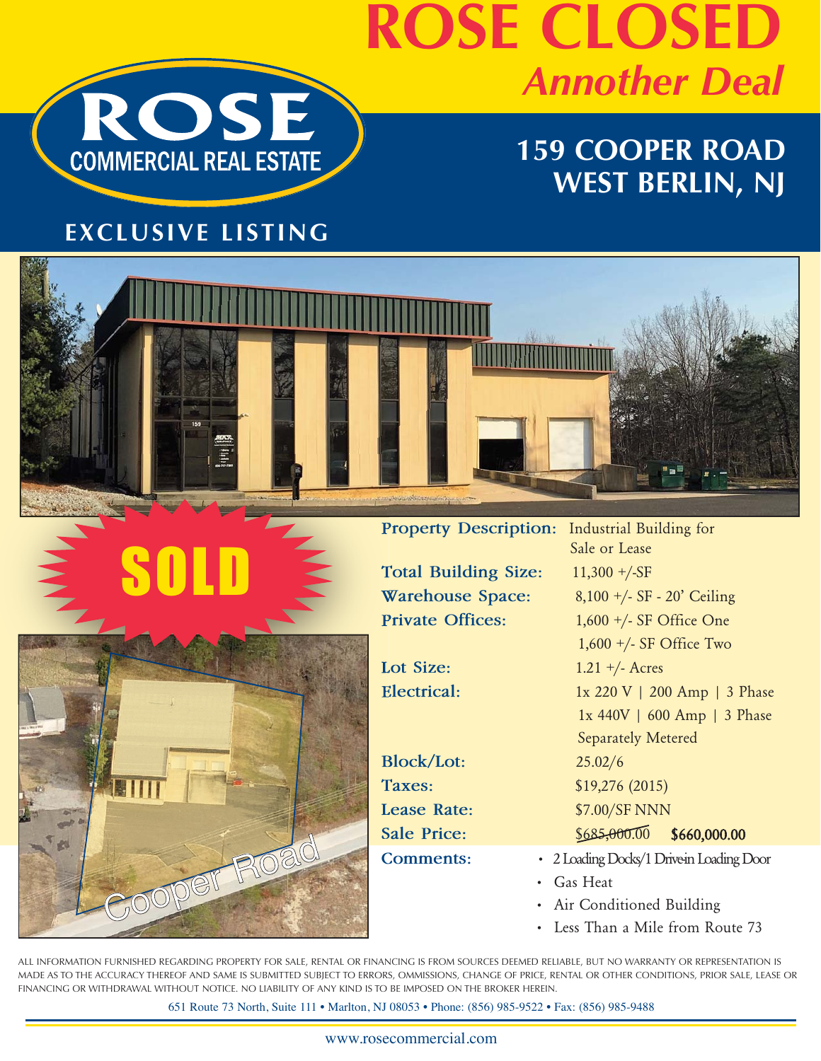# ROSE CLOSED

## *Annother Deal*

**ROSE COMMERCIAL REAL ESTATE**

## 159 COOPER ROAD WEST BERLIN, NJ

**EXCLUSIVE LISTING**

**SOLD**

| | |
|---|---|
| **Property Description:** | Industrial Building for Sale or Lease |
| **Total Building Size:** | 11,300 +/-SF |
| **Warehouse Space:** | 8,100 +/- SF - 20' Ceiling |
| **Private Offices:** | 1,600 +/- SF Office One<br>1,600 +/- SF Office Two |
| **Lot Size:** | 1.21 +/- Acres |
| **Electrical:** | 1x 220 V \| 200 Amp \| 3 Phase<br>1x 440V \| 600 Amp \| 3 Phase<br>Separately Metered |
| **Block/Lot:** | 25.02/6 |
| **Taxes:** | $19,276 (2015) |
| **Lease Rate:** | $7.00/SF NNN |
| **Sale Price:** | ~~$685,000.00~~ **$660,000.00** |
| **Comments:** | • 2 Loading Docks/1 Drive-in Loading Door<br>• Gas Heat<br>• Air Conditioned Building<br>• Less Than a Mile from Route 73 |

Cooper Road

ALL INFORMATION FURNISHED REGARDING PROPERTY FOR SALE, RENTAL OR FINANCING IS FROM SOURCES DEEMED RELIABLE, BUT NO WARRANTY OR REPRESENTATION IS MADE AS TO THE ACCURACY THEREOF AND SAME IS SUBMITTED SUBJECT TO ERRORS, OMMISSIONS, CHANGE OF PRICE, RENTAL OR OTHER CONDITIONS, PRIOR SALE, LEASE OR FINANCING OR WITHDRAWAL WITHOUT NOTICE. NO LIABILITY OF ANY KIND IS TO BE IMPOSED ON THE BROKER HEREIN.

651 Route 73 North, Suite 111 • Marlton, NJ 08053 • Phone: (856) 985-9522 • Fax: (856) 985-9488

www.rosecommercial.com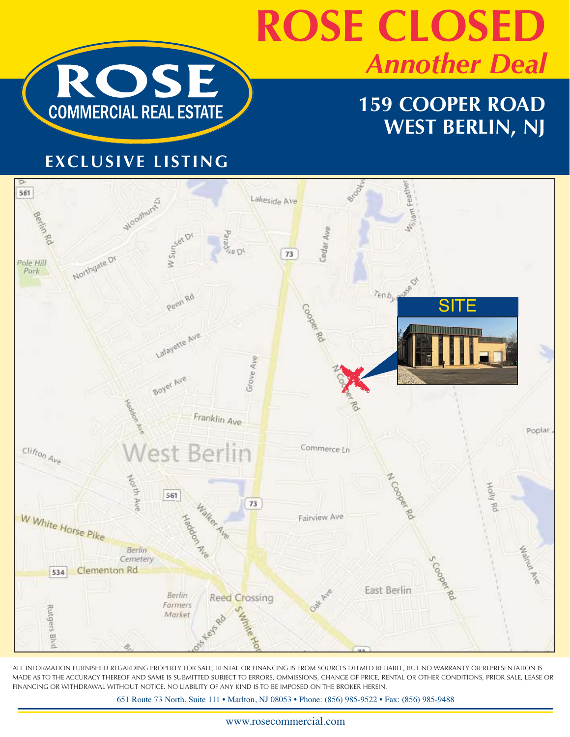# ROSE CLOSED

## *Annother Deal*

**ROSE**
**COMMERCIAL REAL ESTATE**

## 159 COOPER ROAD
## WEST BERLIN, NJ

### EXCLUSIVE LISTING

SITE

ALL INFORMATION FURNISHED REGARDING PROPERTY FOR SALE, RENTAL OR FINANCING IS FROM SOURCES DEEMED RELIABLE, BUT NO WARRANTY OR REPRESENTATION IS MADE AS TO THE ACCURACY THEREOF AND SAME IS SUBMITTED SUBJECT TO ERRORS, OMMISSIONS, CHANGE OF PRICE, RENTAL OR OTHER CONDITIONS, PRIOR SALE, LEASE OR FINANCING OR WITHDRAWAL WITHOUT NOTICE. NO LIABILITY OF ANY KIND IS TO BE IMPOSED ON THE BROKER HEREIN.

651 Route 73 North, Suite 111 • Marlton, NJ 08053 • Phone: (856) 985-9522 • Fax: (856) 985-9488

www.rosecommercial.com